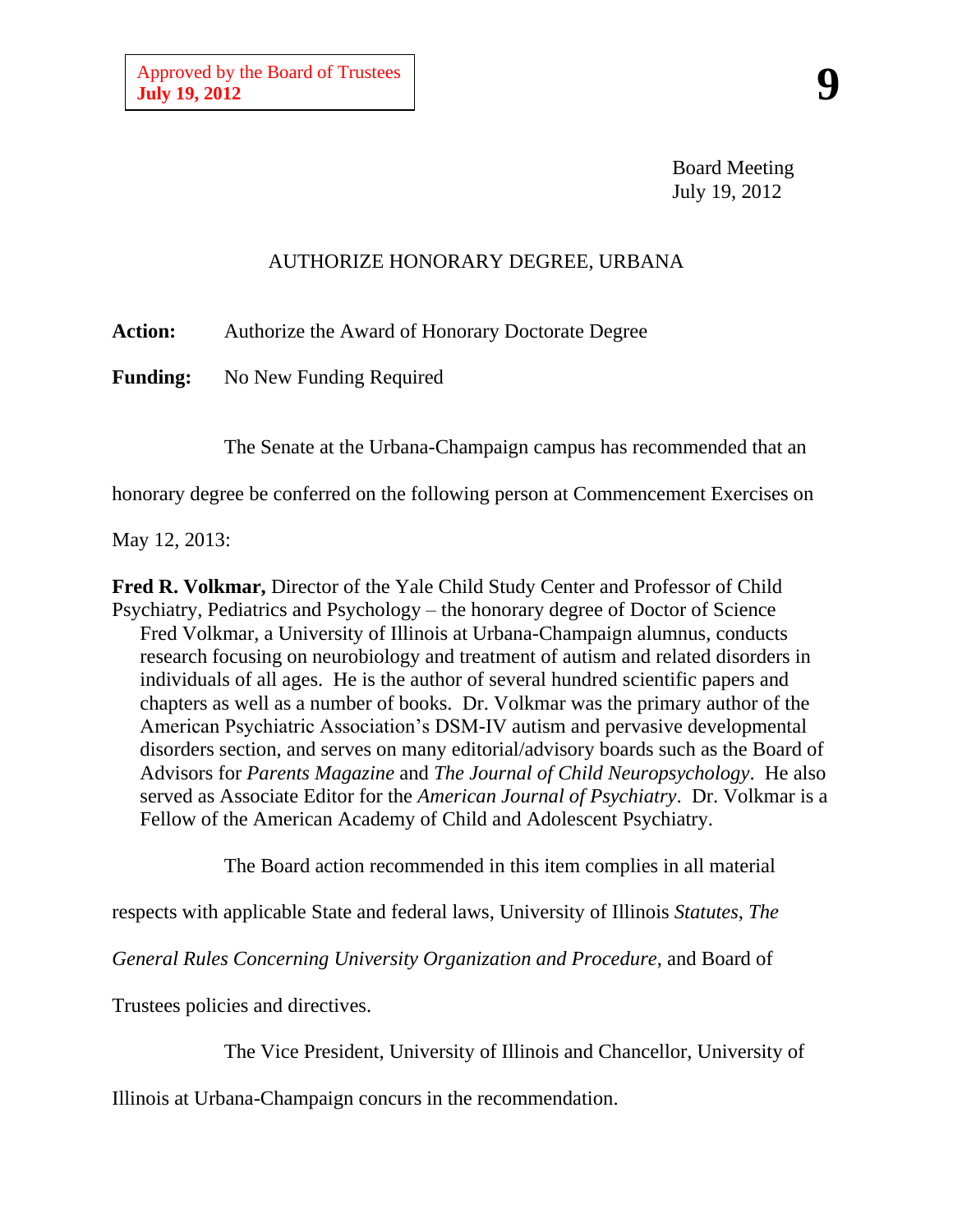Approved by the Board of Trustees
**July 19, 2012**

**9**

Board Meeting
July 19, 2012

AUTHORIZE HONORARY DEGREE, URBANA

**Action:** Authorize the Award of Honorary Doctorate Degree

**Funding:** No New Funding Required

The Senate at the Urbana-Champaign campus has recommended that an honorary degree be conferred on the following person at Commencement Exercises on May 12, 2013:

**Fred R. Volkmar,** Director of the Yale Child Study Center and Professor of Child Psychiatry, Pediatrics and Psychology – the honorary degree of Doctor of Science
Fred Volkmar, a University of Illinois at Urbana-Champaign alumnus, conducts research focusing on neurobiology and treatment of autism and related disorders in individuals of all ages. He is the author of several hundred scientific papers and chapters as well as a number of books. Dr. Volkmar was the primary author of the American Psychiatric Association's DSM-IV autism and pervasive developmental disorders section, and serves on many editorial/advisory boards such as the Board of Advisors for *Parents Magazine* and *The Journal of Child Neuropsychology*. He also served as Associate Editor for the *American Journal of Psychiatry*. Dr. Volkmar is a Fellow of the American Academy of Child and Adolescent Psychiatry.

The Board action recommended in this item complies in all material respects with applicable State and federal laws, University of Illinois *Statutes*, *The General Rules Concerning University Organization and Procedure*, and Board of Trustees policies and directives.

The Vice President, University of Illinois and Chancellor, University of Illinois at Urbana-Champaign concurs in the recommendation.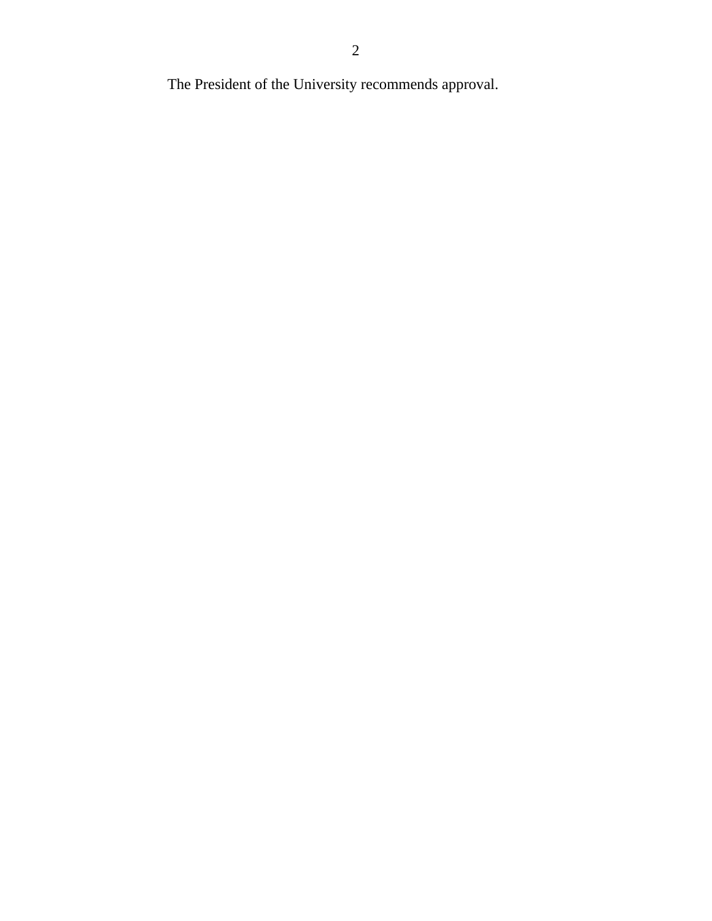The President of the University recommends approval.